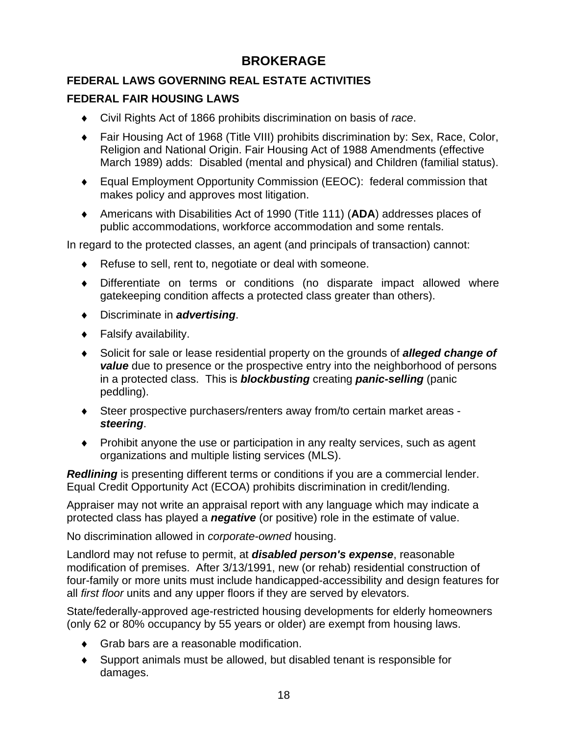# BROKERAGE

## FEDERAL LAWS GOVERNING REAL ESTATE ACTIVITIES

### FEDERAL FAIR HOUSING LAWS

- Civil Rights Act of 1866 prohibits discrimination on basis of *race*.
- Fair Housing Act of 1968 (Title VIII) prohibits discrimination by: Sex, Race, Color, Religion and National Origin. Fair Housing Act of 1988 Amendments (effective March 1989) adds: Disabled (mental and physical) and Children (familial status).
- Equal Employment Opportunity Commission (EEOC): federal commission that makes policy and approves most litigation.
- Americans with Disabilities Act of 1990 (Title 111) (**ADA**) addresses places of public accommodations, workforce accommodation and some rentals.

In regard to the protected classes, an agent (and principals of transaction) cannot:

- Refuse to sell, rent to, negotiate or deal with someone.
- Differentiate on terms or conditions (no disparate impact allowed where gatekeeping condition affects a protected class greater than others).
- Discriminate in ***advertising***.
- Falsify availability.
- Solicit for sale or lease residential property on the grounds of ***alleged change of value*** due to presence or the prospective entry into the neighborhood of persons in a protected class. This is ***blockbusting*** creating ***panic-selling*** (panic peddling).
- Steer prospective purchasers/renters away from/to certain market areas - ***steering***.
- Prohibit anyone the use or participation in any realty services, such as agent organizations and multiple listing services (MLS).

***Redlining*** is presenting different terms or conditions if you are a commercial lender. Equal Credit Opportunity Act (ECOA) prohibits discrimination in credit/lending.

Appraiser may not write an appraisal report with any language which may indicate a protected class has played a ***negative*** (or positive) role in the estimate of value.

No discrimination allowed in *corporate-owned* housing.

Landlord may not refuse to permit, at ***disabled person's expense***, reasonable modification of premises. After 3/13/1991, new (or rehab) residential construction of four-family or more units must include handicapped-accessibility and design features for all *first floor* units and any upper floors if they are served by elevators.

State/federally-approved age-restricted housing developments for elderly homeowners (only 62 or 80% occupancy by 55 years or older) are exempt from housing laws.

- Grab bars are a reasonable modification.
- Support animals must be allowed, but disabled tenant is responsible for damages.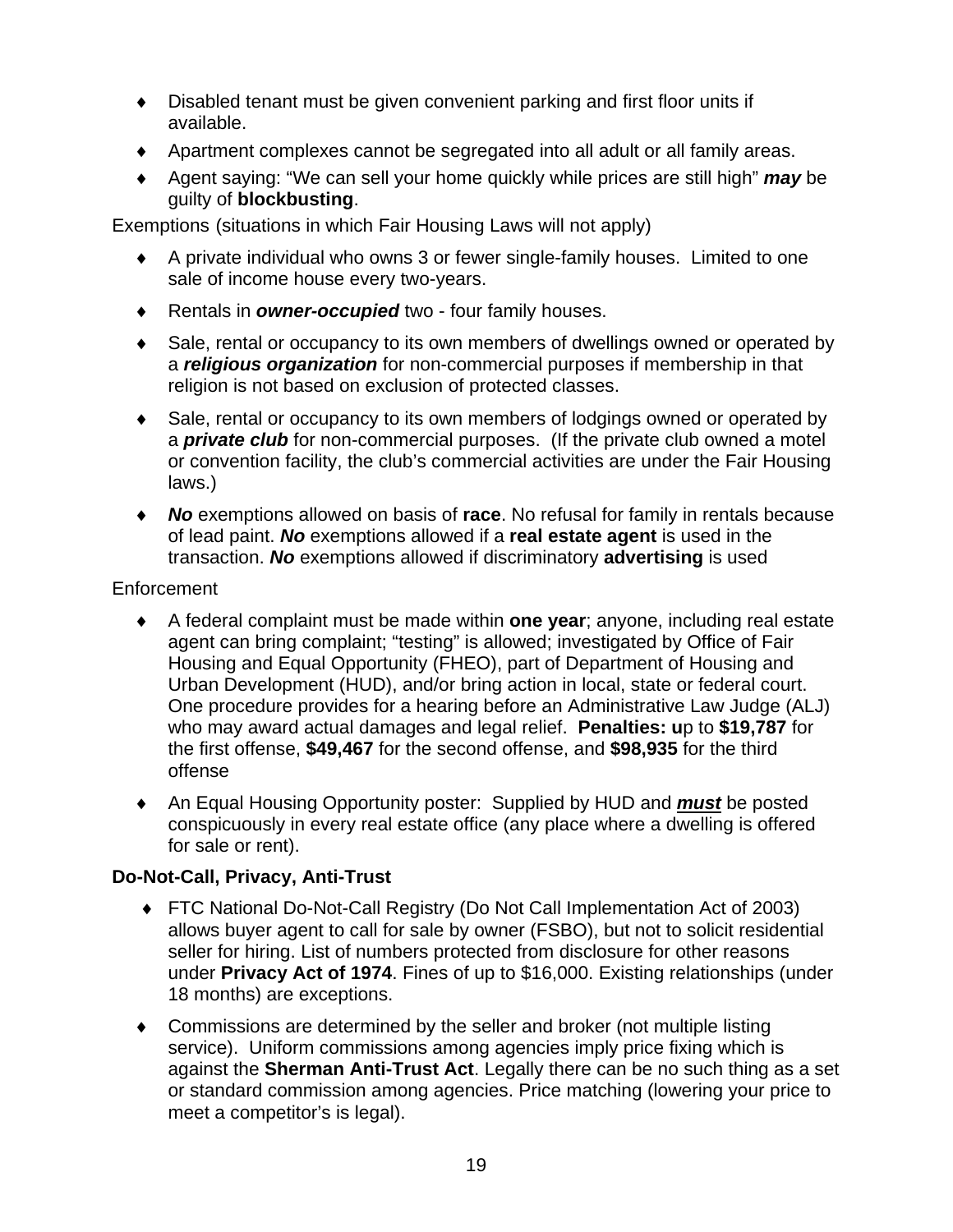- Disabled tenant must be given convenient parking and first floor units if available.
- Apartment complexes cannot be segregated into all adult or all family areas.
- Agent saying: "We can sell your home quickly while prices are still high" ***may*** be guilty of **blockbusting**.

Exemptions (situations in which Fair Housing Laws will not apply)

- A private individual who owns 3 or fewer single-family houses. Limited to one sale of income house every two-years.
- Rentals in ***owner-occupied*** two - four family houses.
- Sale, rental or occupancy to its own members of dwellings owned or operated by a ***religious organization*** for non-commercial purposes if membership in that religion is not based on exclusion of protected classes.
- Sale, rental or occupancy to its own members of lodgings owned or operated by a ***private club*** for non-commercial purposes. (If the private club owned a motel or convention facility, the club's commercial activities are under the Fair Housing laws.)
- ***No*** exemptions allowed on basis of **race**. No refusal for family in rentals because of lead paint. ***No*** exemptions allowed if a **real estate agent** is used in the transaction. ***No*** exemptions allowed if discriminatory **advertising** is used

Enforcement

- A federal complaint must be made within **one year**; anyone, including real estate agent can bring complaint; "testing" is allowed; investigated by Office of Fair Housing and Equal Opportunity (FHEO), part of Department of Housing and Urban Development (HUD), and/or bring action in local, state or federal court. One procedure provides for a hearing before an Administrative Law Judge (ALJ) who may award actual damages and legal relief. **Penalties: u**p to **$19,787** for the first offense, **$49,467** for the second offense, and **$98,935** for the third offense
- An Equal Housing Opportunity poster: Supplied by HUD and ***must*** be posted conspicuously in every real estate office (any place where a dwelling is offered for sale or rent).

**Do-Not-Call, Privacy, Anti-Trust**

- FTC National Do-Not-Call Registry (Do Not Call Implementation Act of 2003) allows buyer agent to call for sale by owner (FSBO), but not to solicit residential seller for hiring. List of numbers protected from disclosure for other reasons under **Privacy Act of 1974**. Fines of up to $16,000. Existing relationships (under 18 months) are exceptions.
- Commissions are determined by the seller and broker (not multiple listing service). Uniform commissions among agencies imply price fixing which is against the **Sherman Anti-Trust Act**. Legally there can be no such thing as a set or standard commission among agencies. Price matching (lowering your price to meet a competitor's is legal).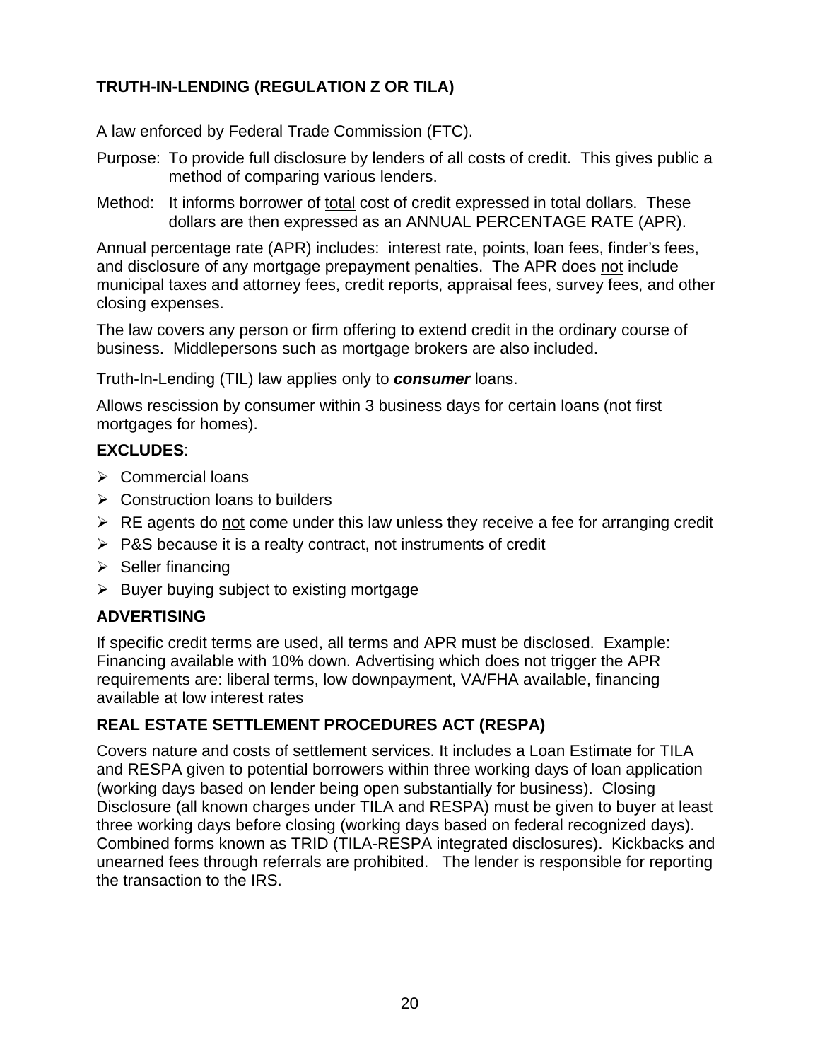## TRUTH-IN-LENDING (REGULATION Z OR TILA)

A law enforced by Federal Trade Commission (FTC).

Purpose: To provide full disclosure by lenders of <u>all costs of credit.</u> This gives public a method of comparing various lenders.

Method: It informs borrower of <u>total</u> cost of credit expressed in total dollars. These dollars are then expressed as an ANNUAL PERCENTAGE RATE (APR).

Annual percentage rate (APR) includes: interest rate, points, loan fees, finder's fees, and disclosure of any mortgage prepayment penalties. The APR does <u>not</u> include municipal taxes and attorney fees, credit reports, appraisal fees, survey fees, and other closing expenses.

The law covers any person or firm offering to extend credit in the ordinary course of business. Middlepersons such as mortgage brokers are also included.

Truth-In-Lending (TIL) law applies only to ***consumer*** loans.

Allows rescission by consumer within 3 business days for certain loans (not first mortgages for homes).

**EXCLUDES**:

- Commercial loans
- Construction loans to builders
- RE agents do <u>not</u> come under this law unless they receive a fee for arranging credit
- P&S because it is a realty contract, not instruments of credit
- Seller financing
- Buyer buying subject to existing mortgage

### ADVERTISING

If specific credit terms are used, all terms and APR must be disclosed. Example: Financing available with 10% down. Advertising which does not trigger the APR requirements are: liberal terms, low downpayment, VA/FHA available, financing available at low interest rates

## REAL ESTATE SETTLEMENT PROCEDURES ACT (RESPA)

Covers nature and costs of settlement services. It includes a Loan Estimate for TILA and RESPA given to potential borrowers within three working days of loan application (working days based on lender being open substantially for business). Closing Disclosure (all known charges under TILA and RESPA) must be given to buyer at least three working days before closing (working days based on federal recognized days). Combined forms known as TRID (TILA-RESPA integrated disclosures). Kickbacks and unearned fees through referrals are prohibited. The lender is responsible for reporting the transaction to the IRS.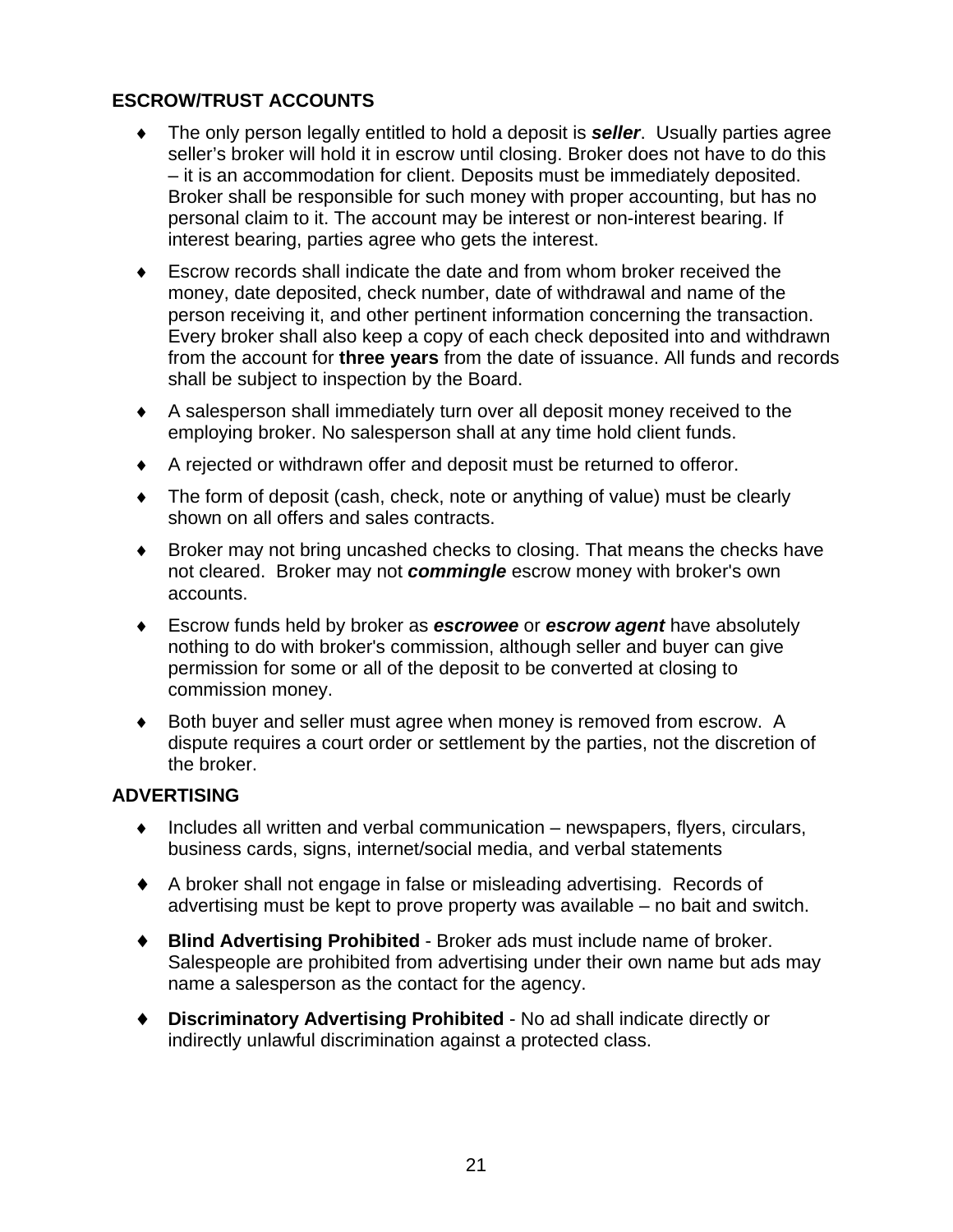## ESCROW/TRUST ACCOUNTS

- The only person legally entitled to hold a deposit is ***seller***. Usually parties agree seller's broker will hold it in escrow until closing. Broker does not have to do this – it is an accommodation for client. Deposits must be immediately deposited. Broker shall be responsible for such money with proper accounting, but has no personal claim to it. The account may be interest or non-interest bearing. If interest bearing, parties agree who gets the interest.
- Escrow records shall indicate the date and from whom broker received the money, date deposited, check number, date of withdrawal and name of the person receiving it, and other pertinent information concerning the transaction. Every broker shall also keep a copy of each check deposited into and withdrawn from the account for **three years** from the date of issuance. All funds and records shall be subject to inspection by the Board.
- A salesperson shall immediately turn over all deposit money received to the employing broker. No salesperson shall at any time hold client funds.
- A rejected or withdrawn offer and deposit must be returned to offeror.
- The form of deposit (cash, check, note or anything of value) must be clearly shown on all offers and sales contracts.
- Broker may not bring uncashed checks to closing. That means the checks have not cleared. Broker may not ***commingle*** escrow money with broker's own accounts.
- Escrow funds held by broker as ***escrowee*** or ***escrow agent*** have absolutely nothing to do with broker's commission, although seller and buyer can give permission for some or all of the deposit to be converted at closing to commission money.
- Both buyer and seller must agree when money is removed from escrow. A dispute requires a court order or settlement by the parties, not the discretion of the broker.

## ADVERTISING

- Includes all written and verbal communication – newspapers, flyers, circulars, business cards, signs, internet/social media, and verbal statements
- A broker shall not engage in false or misleading advertising. Records of advertising must be kept to prove property was available – no bait and switch.
- **Blind Advertising Prohibited** - Broker ads must include name of broker. Salespeople are prohibited from advertising under their own name but ads may name a salesperson as the contact for the agency.
- **Discriminatory Advertising Prohibited** - No ad shall indicate directly or indirectly unlawful discrimination against a protected class.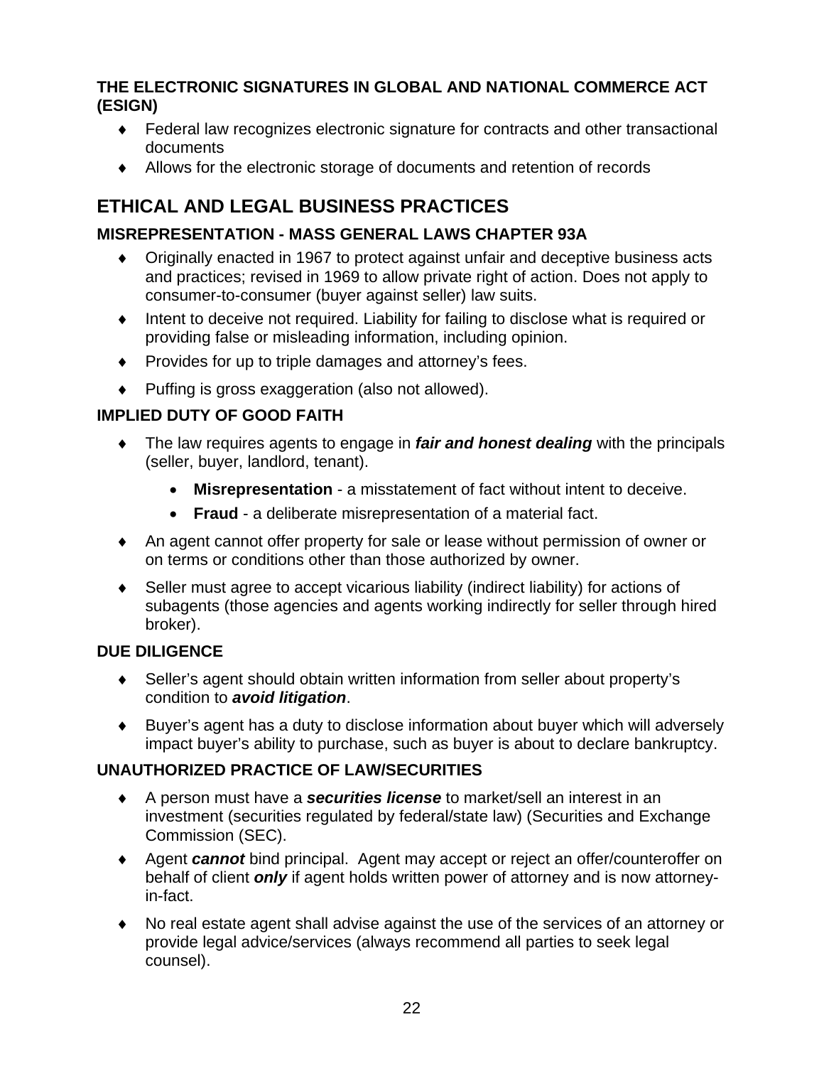### THE ELECTRONIC SIGNATURES IN GLOBAL AND NATIONAL COMMERCE ACT (ESIGN)

- Federal law recognizes electronic signature for contracts and other transactional documents
- Allows for the electronic storage of documents and retention of records

## ETHICAL AND LEGAL BUSINESS PRACTICES

### MISREPRESENTATION - MASS GENERAL LAWS CHAPTER 93A

- Originally enacted in 1967 to protect against unfair and deceptive business acts and practices; revised in 1969 to allow private right of action. Does not apply to consumer-to-consumer (buyer against seller) law suits.
- Intent to deceive not required. Liability for failing to disclose what is required or providing false or misleading information, including opinion.
- Provides for up to triple damages and attorney's fees.
- Puffing is gross exaggeration (also not allowed).

### IMPLIED DUTY OF GOOD FAITH

- The law requires agents to engage in ***fair and honest dealing*** with the principals (seller, buyer, landlord, tenant).
    - **Misrepresentation** - a misstatement of fact without intent to deceive.
    - **Fraud** - a deliberate misrepresentation of a material fact.
- An agent cannot offer property for sale or lease without permission of owner or on terms or conditions other than those authorized by owner.
- Seller must agree to accept vicarious liability (indirect liability) for actions of subagents (those agencies and agents working indirectly for seller through hired broker).

### DUE DILIGENCE

- Seller's agent should obtain written information from seller about property's condition to ***avoid litigation***.
- Buyer's agent has a duty to disclose information about buyer which will adversely impact buyer's ability to purchase, such as buyer is about to declare bankruptcy.

### UNAUTHORIZED PRACTICE OF LAW/SECURITIES

- A person must have a ***securities license*** to market/sell an interest in an investment (securities regulated by federal/state law) (Securities and Exchange Commission (SEC).
- Agent ***cannot*** bind principal. Agent may accept or reject an offer/counteroffer on behalf of client ***only*** if agent holds written power of attorney and is now attorney-in-fact.
- No real estate agent shall advise against the use of the services of an attorney or provide legal advice/services (always recommend all parties to seek legal counsel).